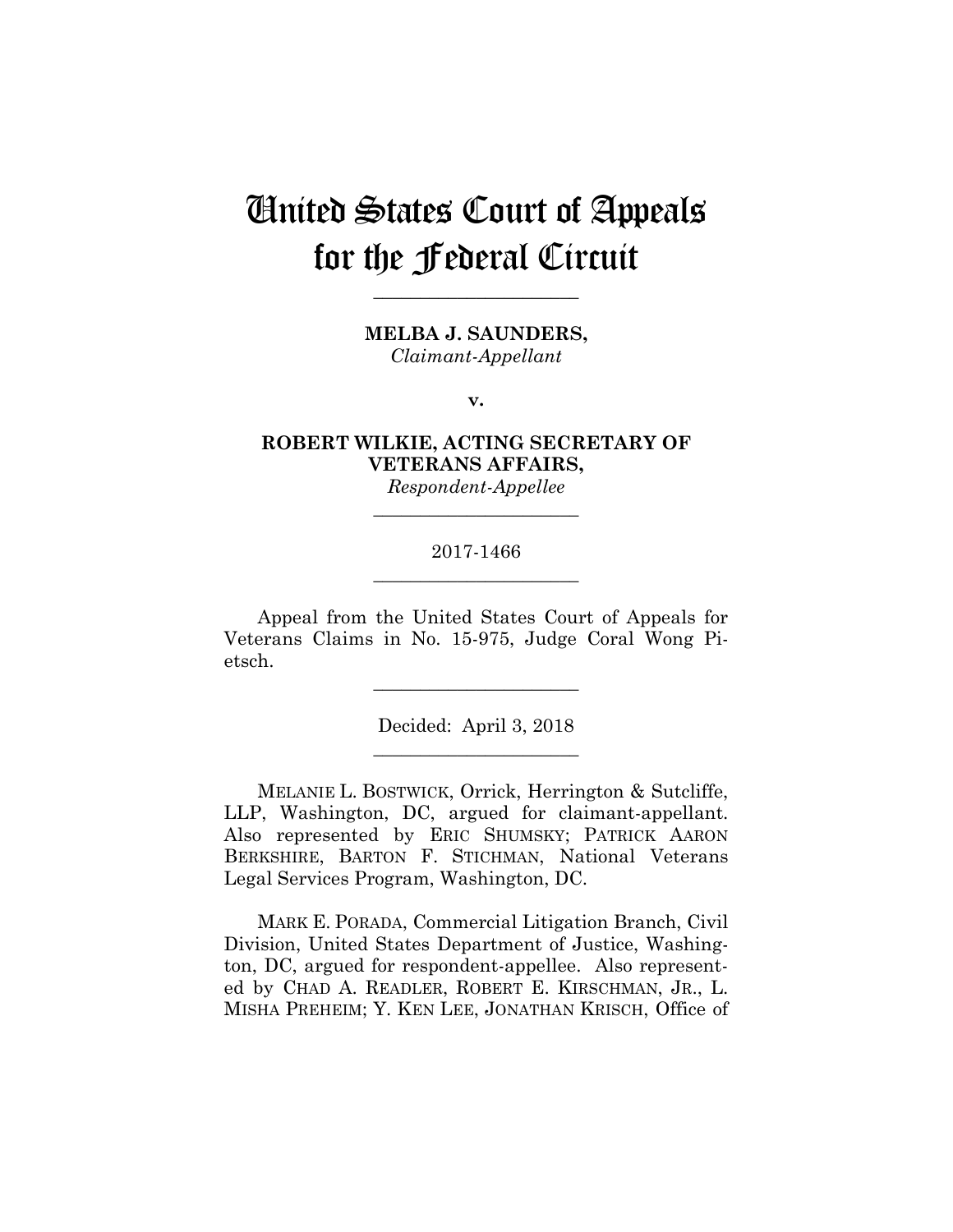# United States Court of Appeals for the Federal Circuit

______________________

**MELBA J. SAUNDERS,**
*Claimant-Appellant*

**v.**

**ROBERT WILKIE, ACTING SECRETARY OF VETERANS AFFAIRS,**
*Respondent-Appellee*

______________________

2017-1466

______________________

Appeal from the United States Court of Appeals for Veterans Claims in No. 15-975, Judge Coral Wong Pietsch.

______________________

Decided: April 3, 2018

______________________

MELANIE L. BOSTWICK, Orrick, Herrington & Sutcliffe, LLP, Washington, DC, argued for claimant-appellant. Also represented by ERIC SHUMSKY; PATRICK AARON BERKSHIRE, BARTON F. STICHMAN, National Veterans Legal Services Program, Washington, DC.

MARK E. PORADA, Commercial Litigation Branch, Civil Division, United States Department of Justice, Washington, DC, argued for respondent-appellee. Also represented by CHAD A. READLER, ROBERT E. KIRSCHMAN, JR., L. MISHA PREHEIM; Y. KEN LEE, JONATHAN KRISCH, Office of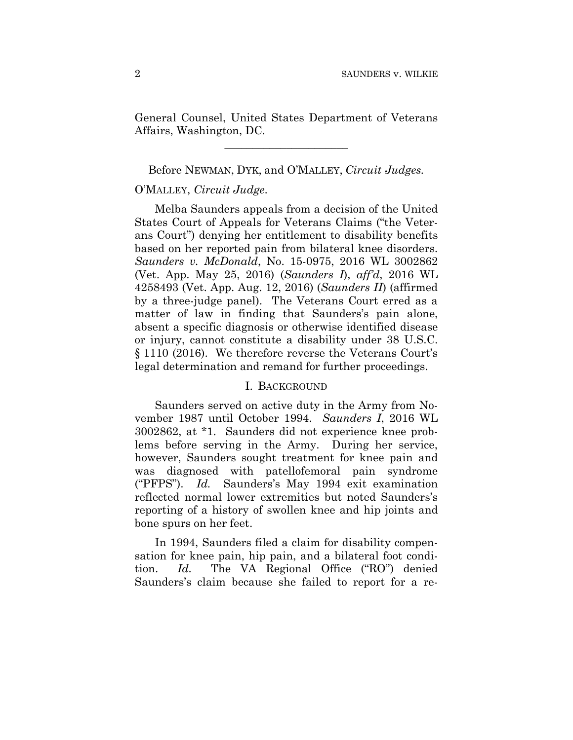General Counsel, United States Department of Veterans Affairs, Washington, DC.

______________________

Before NEWMAN, DYK, and O'MALLEY, *Circuit Judges*.

O'MALLEY, *Circuit Judge*.

Melba Saunders appeals from a decision of the United States Court of Appeals for Veterans Claims ("the Veterans Court") denying her entitlement to disability benefits based on her reported pain from bilateral knee disorders. *Saunders v. McDonald*, No. 15-0975, 2016 WL 3002862 (Vet. App. May 25, 2016) (*Saunders I*), *aff'd*, 2016 WL 4258493 (Vet. App. Aug. 12, 2016) (*Saunders II*) (affirmed by a three-judge panel). The Veterans Court erred as a matter of law in finding that Saunders's pain alone, absent a specific diagnosis or otherwise identified disease or injury, cannot constitute a disability under 38 U.S.C. § 1110 (2016). We therefore reverse the Veterans Court's legal determination and remand for further proceedings.

## I. BACKGROUND

Saunders served on active duty in the Army from November 1987 until October 1994. *Saunders I*, 2016 WL 3002862, at *1. Saunders did not experience knee problems before serving in the Army. During her service, however, Saunders sought treatment for knee pain and was diagnosed with patellofemoral pain syndrome ("PFPS"). *Id.* Saunders's May 1994 exit examination reflected normal lower extremities but noted Saunders's reporting of a history of swollen knee and hip joints and bone spurs on her feet.

In 1994, Saunders filed a claim for disability compensation for knee pain, hip pain, and a bilateral foot condition. *Id.* The VA Regional Office ("RO") denied Saunders's claim because she failed to report for a re-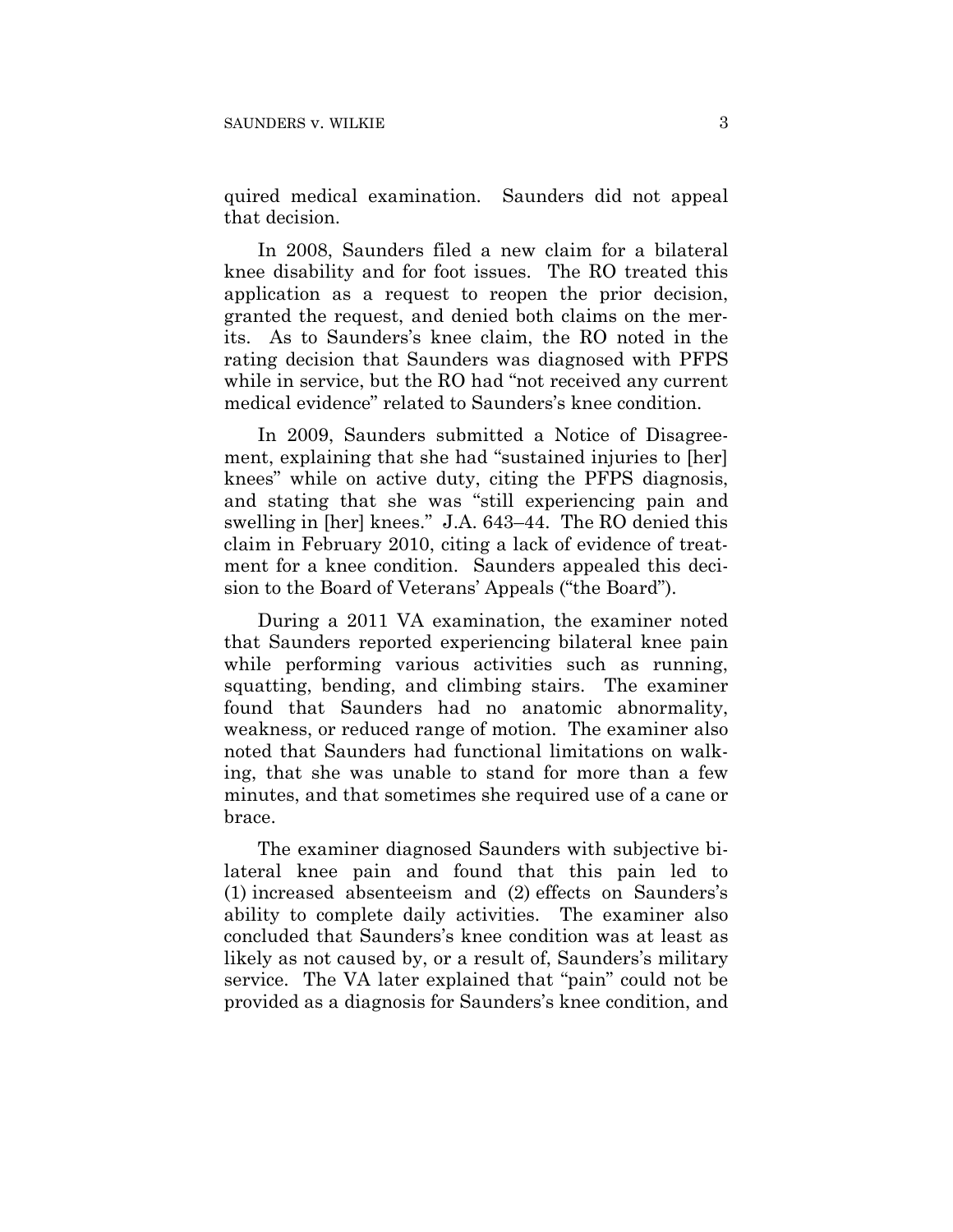quired medical examination. Saunders did not appeal that decision.

In 2008, Saunders filed a new claim for a bilateral knee disability and for foot issues. The RO treated this application as a request to reopen the prior decision, granted the request, and denied both claims on the merits. As to Saunders's knee claim, the RO noted in the rating decision that Saunders was diagnosed with PFPS while in service, but the RO had "not received any current medical evidence" related to Saunders's knee condition.

In 2009, Saunders submitted a Notice of Disagreement, explaining that she had "sustained injuries to [her] knees" while on active duty, citing the PFPS diagnosis, and stating that she was "still experiencing pain and swelling in [her] knees." J.A. 643–44. The RO denied this claim in February 2010, citing a lack of evidence of treatment for a knee condition. Saunders appealed this decision to the Board of Veterans' Appeals ("the Board").

During a 2011 VA examination, the examiner noted that Saunders reported experiencing bilateral knee pain while performing various activities such as running, squatting, bending, and climbing stairs. The examiner found that Saunders had no anatomic abnormality, weakness, or reduced range of motion. The examiner also noted that Saunders had functional limitations on walking, that she was unable to stand for more than a few minutes, and that sometimes she required use of a cane or brace.

The examiner diagnosed Saunders with subjective bilateral knee pain and found that this pain led to (1) increased absenteeism and (2) effects on Saunders's ability to complete daily activities. The examiner also concluded that Saunders's knee condition was at least as likely as not caused by, or a result of, Saunders's military service. The VA later explained that "pain" could not be provided as a diagnosis for Saunders's knee condition, and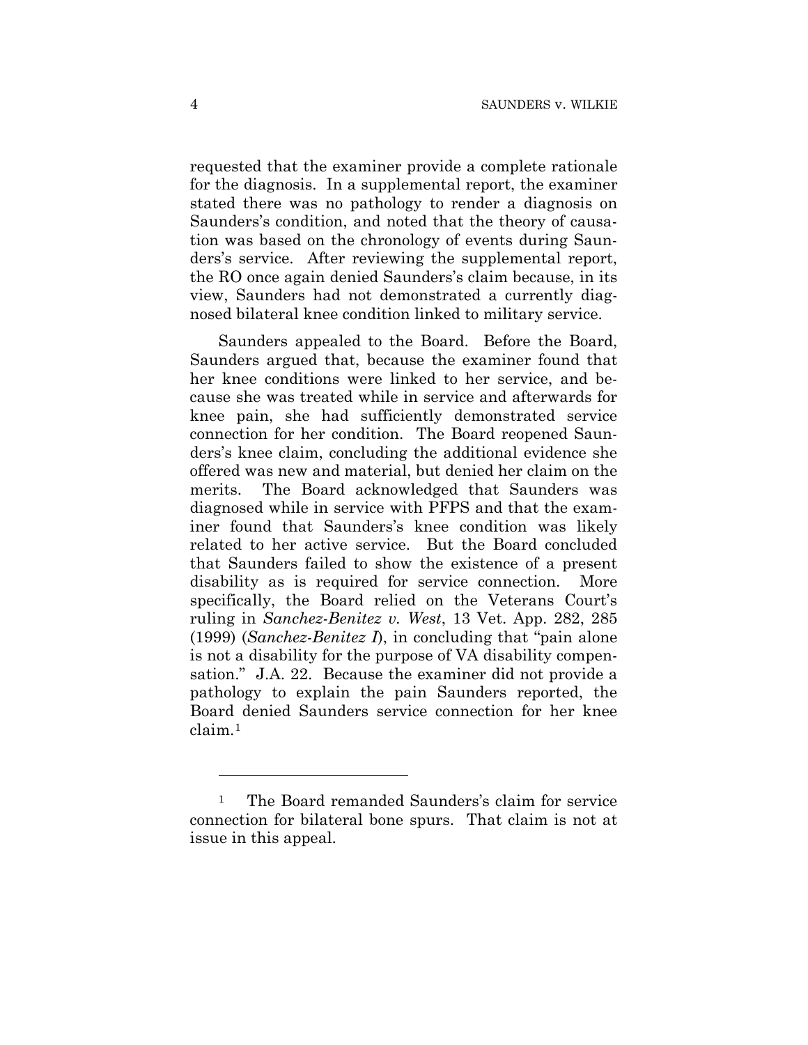requested that the examiner provide a complete rationale for the diagnosis. In a supplemental report, the examiner stated there was no pathology to render a diagnosis on Saunders's condition, and noted that the theory of causation was based on the chronology of events during Saunders's service. After reviewing the supplemental report, the RO once again denied Saunders's claim because, in its view, Saunders had not demonstrated a currently diagnosed bilateral knee condition linked to military service.

Saunders appealed to the Board. Before the Board, Saunders argued that, because the examiner found that her knee conditions were linked to her service, and because she was treated while in service and afterwards for knee pain, she had sufficiently demonstrated service connection for her condition. The Board reopened Saunders's knee claim, concluding the additional evidence she offered was new and material, but denied her claim on the merits. The Board acknowledged that Saunders was diagnosed while in service with PFPS and that the examiner found that Saunders's knee condition was likely related to her active service. But the Board concluded that Saunders failed to show the existence of a present disability as is required for service connection. More specifically, the Board relied on the Veterans Court's ruling in *Sanchez-Benitez v. West*, 13 Vet. App. 282, 285 (1999) (*Sanchez-Benitez I*), in concluding that "pain alone is not a disability for the purpose of VA disability compensation." J.A. 22. Because the examiner did not provide a pathology to explain the pain Saunders reported, the Board denied Saunders service connection for her knee claim.[1]

---

[1] The Board remanded Saunders's claim for service connection for bilateral bone spurs. That claim is not at issue in this appeal.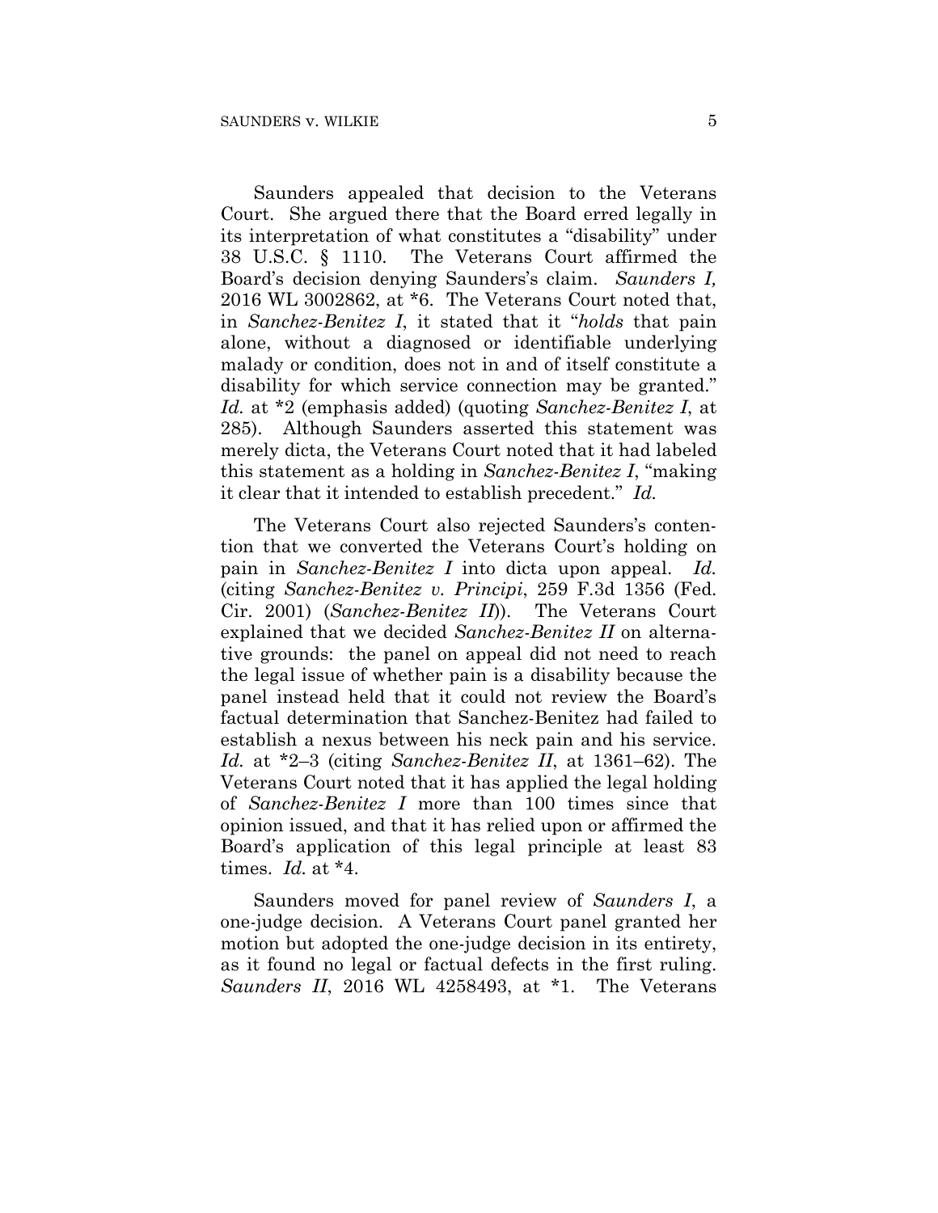Saunders appealed that decision to the Veterans Court. She argued there that the Board erred legally in its interpretation of what constitutes a "disability" under 38 U.S.C. § 1110. The Veterans Court affirmed the Board's decision denying Saunders's claim. *Saunders I,* 2016 WL 3002862, at *6. The Veterans Court noted that, in *Sanchez-Benitez I*, it stated that it "*holds* that pain alone, without a diagnosed or identifiable underlying malady or condition, does not in and of itself constitute a disability for which service connection may be granted." *Id.* at *2 (emphasis added) (quoting *Sanchez-Benitez I*, at 285). Although Saunders asserted this statement was merely dicta, the Veterans Court noted that it had labeled this statement as a holding in *Sanchez-Benitez I*, "making it clear that it intended to establish precedent." *Id.*

The Veterans Court also rejected Saunders's contention that we converted the Veterans Court's holding on pain in *Sanchez-Benitez I* into dicta upon appeal. *Id.* (citing *Sanchez-Benitez v. Principi*, 259 F.3d 1356 (Fed. Cir. 2001) (*Sanchez-Benitez II*)). The Veterans Court explained that we decided *Sanchez-Benitez II* on alternative grounds: the panel on appeal did not need to reach the legal issue of whether pain is a disability because the panel instead held that it could not review the Board's factual determination that Sanchez-Benitez had failed to establish a nexus between his neck pain and his service. *Id.* at *2–3 (citing *Sanchez-Benitez II*, at 1361–62). The Veterans Court noted that it has applied the legal holding of *Sanchez-Benitez I* more than 100 times since that opinion issued, and that it has relied upon or affirmed the Board's application of this legal principle at least 83 times. *Id.* at *4.

Saunders moved for panel review of *Saunders I*, a one-judge decision. A Veterans Court panel granted her motion but adopted the one-judge decision in its entirety, as it found no legal or factual defects in the first ruling. *Saunders II*, 2016 WL 4258493, at *1. The Veterans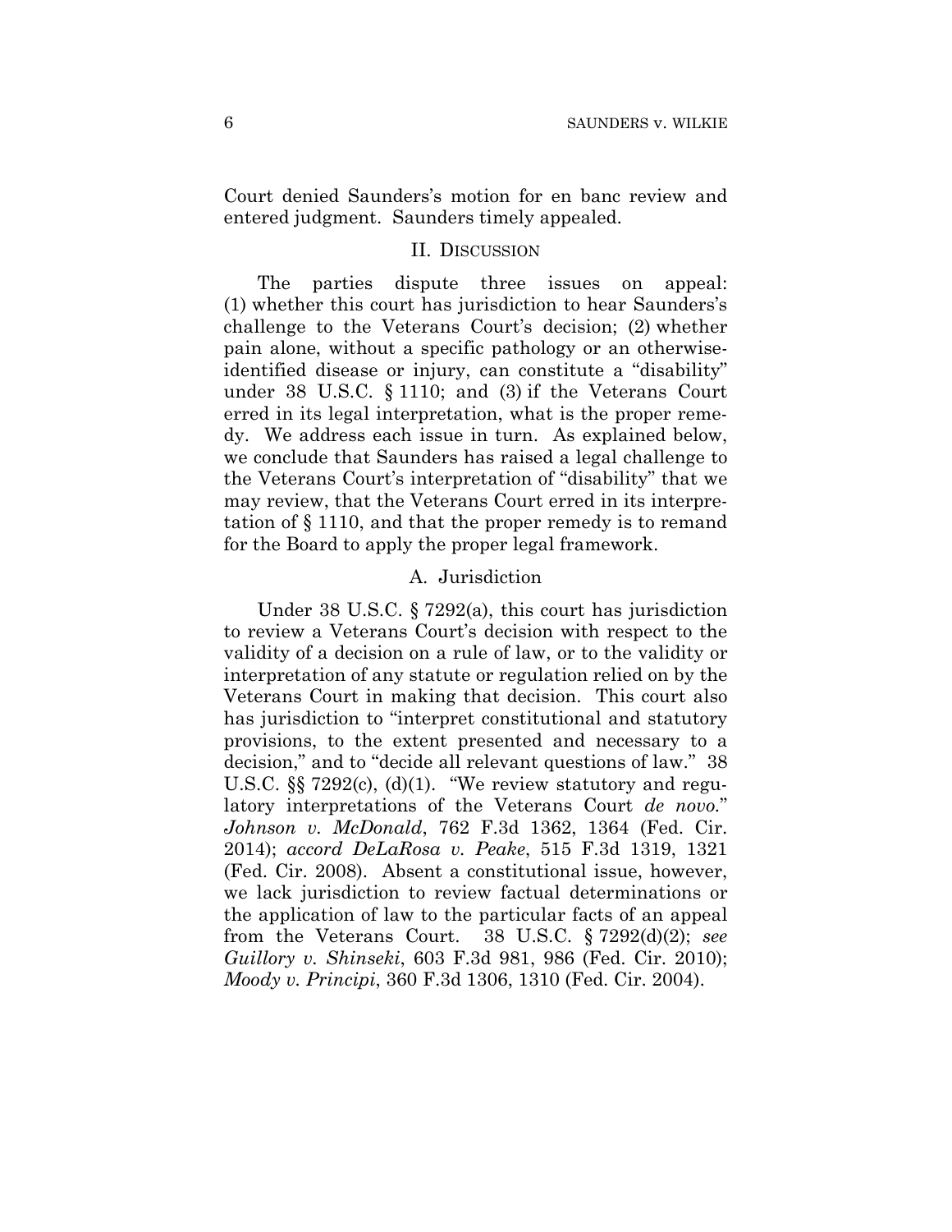Court denied Saunders's motion for en banc review and entered judgment. Saunders timely appealed.

## II. Discussion

The parties dispute three issues on appeal: (1) whether this court has jurisdiction to hear Saunders's challenge to the Veterans Court's decision; (2) whether pain alone, without a specific pathology or an otherwise-identified disease or injury, can constitute a "disability" under 38 U.S.C. § 1110; and (3) if the Veterans Court erred in its legal interpretation, what is the proper remedy. We address each issue in turn. As explained below, we conclude that Saunders has raised a legal challenge to the Veterans Court's interpretation of "disability" that we may review, that the Veterans Court erred in its interpretation of § 1110, and that the proper remedy is to remand for the Board to apply the proper legal framework.

### A. Jurisdiction

Under 38 U.S.C. § 7292(a), this court has jurisdiction to review a Veterans Court's decision with respect to the validity of a decision on a rule of law, or to the validity or interpretation of any statute or regulation relied on by the Veterans Court in making that decision. This court also has jurisdiction to "interpret constitutional and statutory provisions, to the extent presented and necessary to a decision," and to "decide all relevant questions of law." 38 U.S.C. §§ 7292(c), (d)(1). "We review statutory and regulatory interpretations of the Veterans Court *de novo*." *Johnson v. McDonald*, 762 F.3d 1362, 1364 (Fed. Cir. 2014); *accord DeLaRosa v. Peake*, 515 F.3d 1319, 1321 (Fed. Cir. 2008). Absent a constitutional issue, however, we lack jurisdiction to review factual determinations or the application of law to the particular facts of an appeal from the Veterans Court. 38 U.S.C. § 7292(d)(2); *see Guillory v. Shinseki*, 603 F.3d 981, 986 (Fed. Cir. 2010); *Moody v. Principi*, 360 F.3d 1306, 1310 (Fed. Cir. 2004).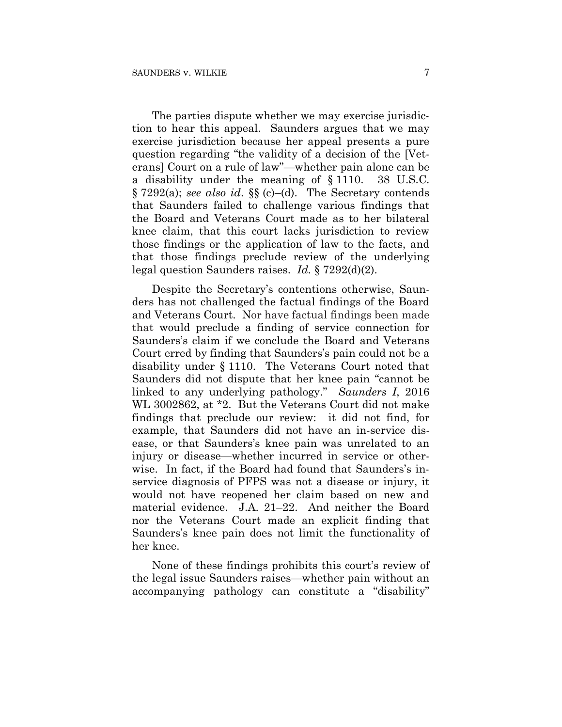The parties dispute whether we may exercise jurisdiction to hear this appeal. Saunders argues that we may exercise jurisdiction because her appeal presents a pure question regarding "the validity of a decision of the [Veterans] Court on a rule of law"—whether pain alone can be a disability under the meaning of § 1110. 38 U.S.C. § 7292(a); *see also id*. §§ (c)–(d). The Secretary contends that Saunders failed to challenge various findings that the Board and Veterans Court made as to her bilateral knee claim, that this court lacks jurisdiction to review those findings or the application of law to the facts, and that those findings preclude review of the underlying legal question Saunders raises. *Id.* § 7292(d)(2).

Despite the Secretary's contentions otherwise, Saunders has not challenged the factual findings of the Board and Veterans Court. Nor have factual findings been made that would preclude a finding of service connection for Saunders's claim if we conclude the Board and Veterans Court erred by finding that Saunders's pain could not be a disability under § 1110. The Veterans Court noted that Saunders did not dispute that her knee pain "cannot be linked to any underlying pathology." *Saunders I*, 2016 WL 3002862, at *2. But the Veterans Court did not make findings that preclude our review: it did not find, for example, that Saunders did not have an in-service disease, or that Saunders's knee pain was unrelated to an injury or disease—whether incurred in service or otherwise. In fact, if the Board had found that Saunders's in-service diagnosis of PFPS was not a disease or injury, it would not have reopened her claim based on new and material evidence. J.A. 21–22. And neither the Board nor the Veterans Court made an explicit finding that Saunders's knee pain does not limit the functionality of her knee.

None of these findings prohibits this court's review of the legal issue Saunders raises—whether pain without an accompanying pathology can constitute a "disability"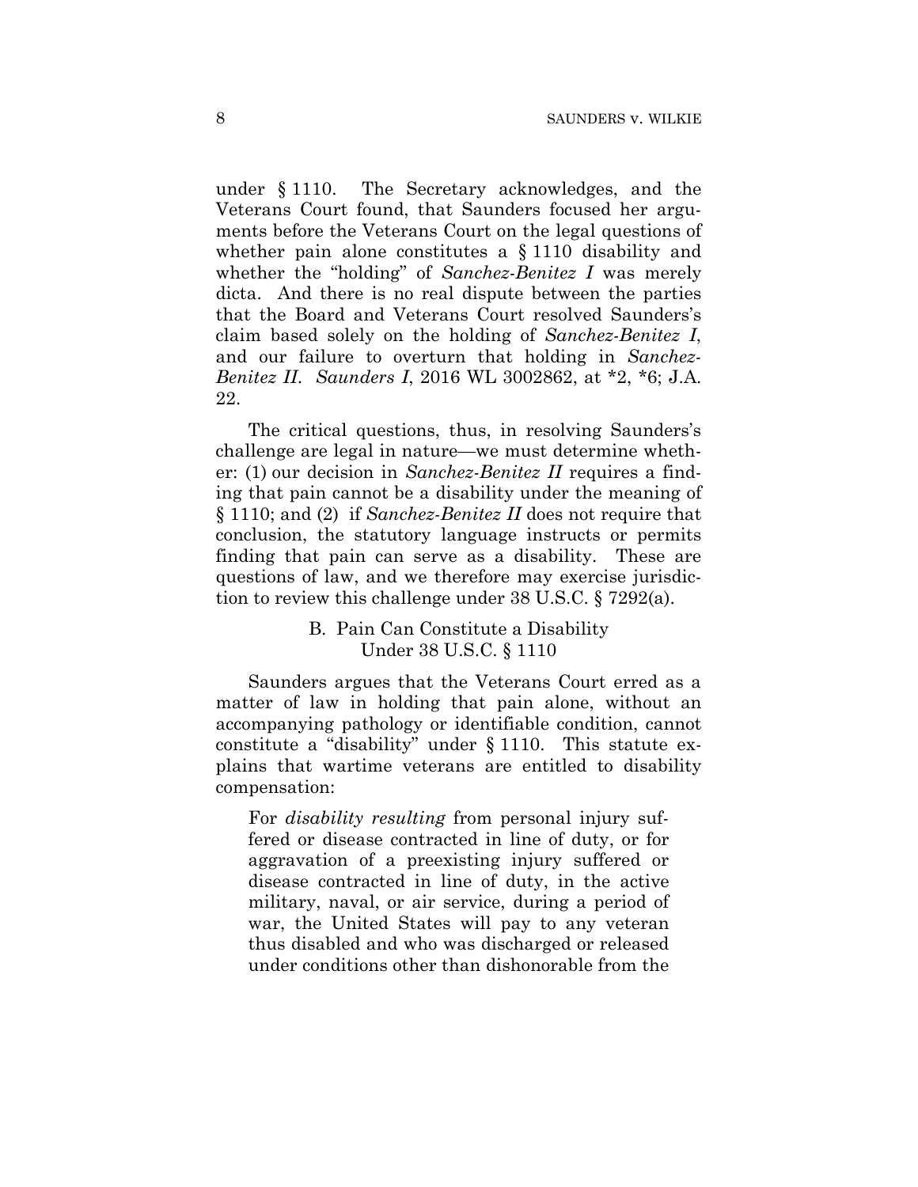under § 1110. The Secretary acknowledges, and the Veterans Court found, that Saunders focused her arguments before the Veterans Court on the legal questions of whether pain alone constitutes a § 1110 disability and whether the "holding" of *Sanchez-Benitez I* was merely dicta. And there is no real dispute between the parties that the Board and Veterans Court resolved Saunders's claim based solely on the holding of *Sanchez-Benitez I*, and our failure to overturn that holding in *Sanchez-Benitez II*. *Saunders I*, 2016 WL 3002862, at *2, *6; J.A. 22.

The critical questions, thus, in resolving Saunders's challenge are legal in nature—we must determine whether: (1) our decision in *Sanchez-Benitez II* requires a finding that pain cannot be a disability under the meaning of § 1110; and (2) if *Sanchez-Benitez II* does not require that conclusion, the statutory language instructs or permits finding that pain can serve as a disability. These are questions of law, and we therefore may exercise jurisdiction to review this challenge under 38 U.S.C. § 7292(a).

### B. Pain Can Constitute a Disability Under 38 U.S.C. § 1110

Saunders argues that the Veterans Court erred as a matter of law in holding that pain alone, without an accompanying pathology or identifiable condition, cannot constitute a "disability" under § 1110. This statute explains that wartime veterans are entitled to disability compensation:

> For *disability resulting* from personal injury suffered or disease contracted in line of duty, or for aggravation of a preexisting injury suffered or disease contracted in line of duty, in the active military, naval, or air service, during a period of war, the United States will pay to any veteran thus disabled and who was discharged or released under conditions other than dishonorable from the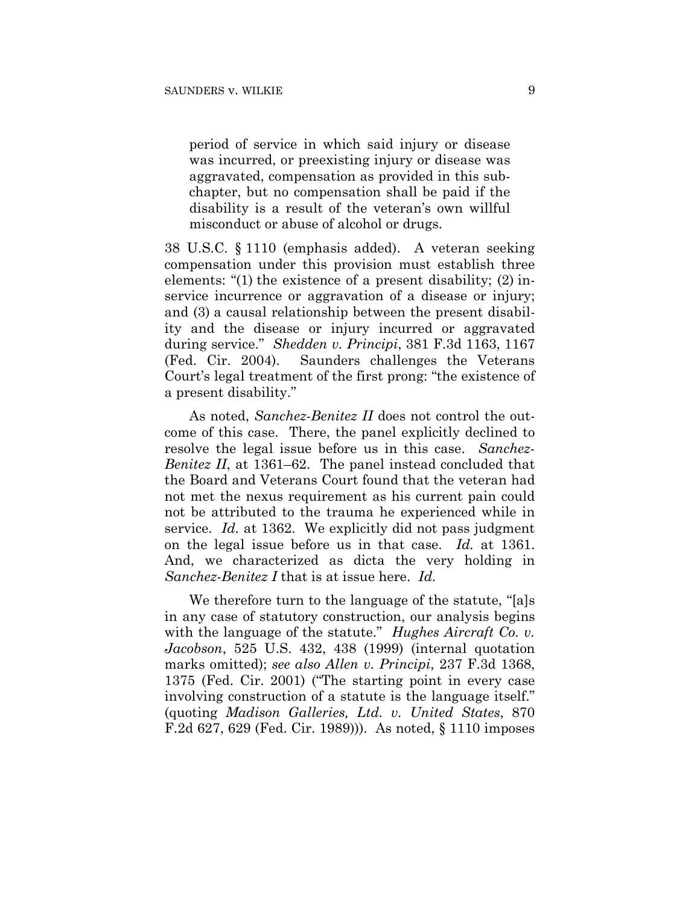> period of service in which said injury or disease was incurred, or preexisting injury or disease was aggravated, compensation as provided in this subchapter, but no compensation shall be paid if the disability is a result of the veteran's own willful misconduct or abuse of alcohol or drugs.

38 U.S.C. § 1110 (emphasis added). A veteran seeking compensation under this provision must establish three elements: "(1) the existence of a present disability; (2) in-service incurrence or aggravation of a disease or injury; and (3) a causal relationship between the present disability and the disease or injury incurred or aggravated during service." *Shedden v. Principi*, 381 F.3d 1163, 1167 (Fed. Cir. 2004). Saunders challenges the Veterans Court's legal treatment of the first prong: "the existence of a present disability."

As noted, *Sanchez-Benitez II* does not control the outcome of this case. There, the panel explicitly declined to resolve the legal issue before us in this case. *Sanchez-Benitez II*, at 1361–62. The panel instead concluded that the Board and Veterans Court found that the veteran had not met the nexus requirement as his current pain could not be attributed to the trauma he experienced while in service. *Id.* at 1362. We explicitly did not pass judgment on the legal issue before us in that case. *Id.* at 1361. And, we characterized as dicta the very holding in *Sanchez-Benitez I* that is at issue here. *Id.*

We therefore turn to the language of the statute, "[a]s in any case of statutory construction, our analysis begins with the language of the statute." *Hughes Aircraft Co. v. Jacobson*, 525 U.S. 432, 438 (1999) (internal quotation marks omitted); *see also Allen v. Principi*, 237 F.3d 1368, 1375 (Fed. Cir. 2001) ("The starting point in every case involving construction of a statute is the language itself." (quoting *Madison Galleries, Ltd. v. United States*, 870 F.2d 627, 629 (Fed. Cir. 1989))). As noted, § 1110 imposes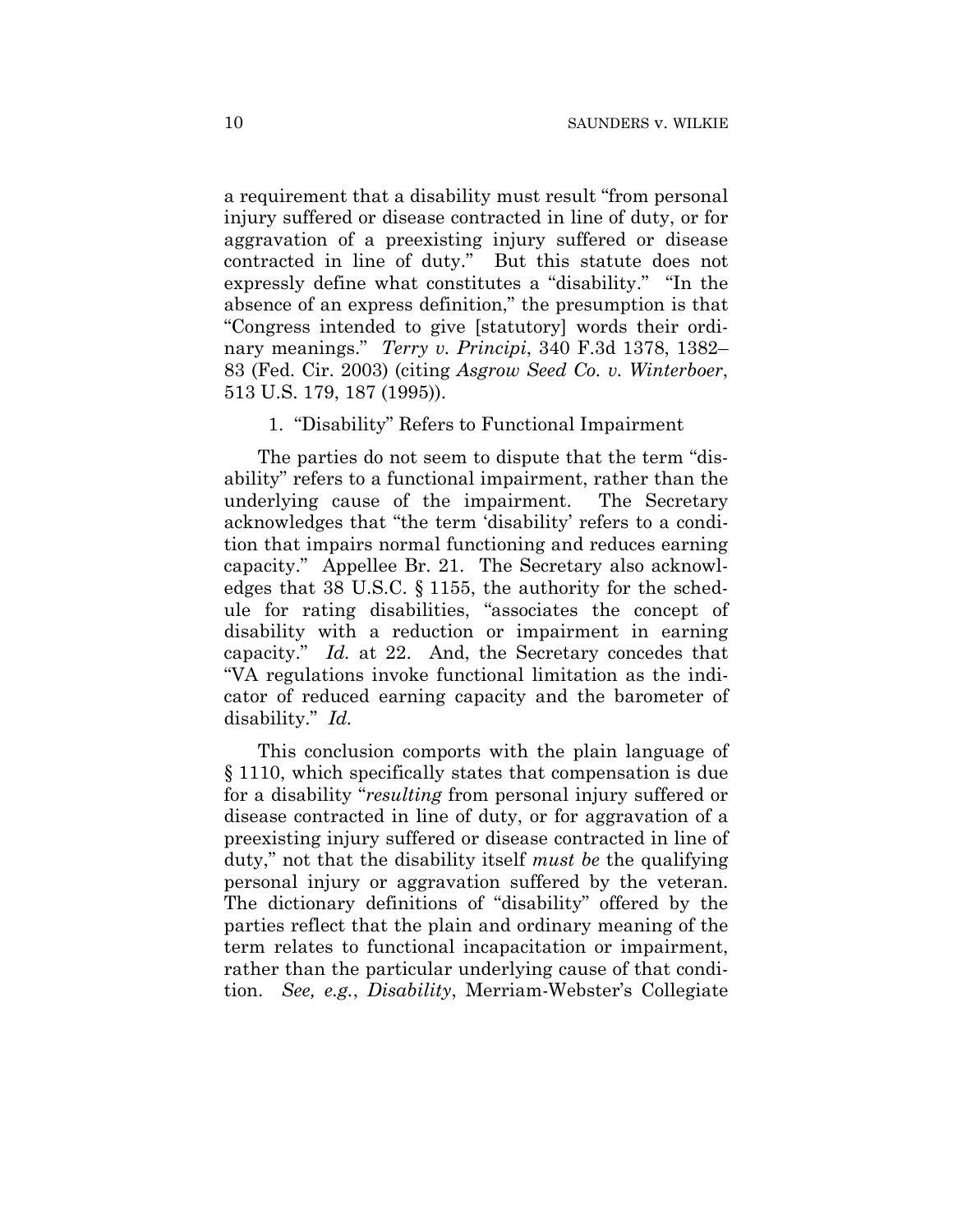a requirement that a disability must result "from personal injury suffered or disease contracted in line of duty, or for aggravation of a preexisting injury suffered or disease contracted in line of duty." But this statute does not expressly define what constitutes a "disability." "In the absence of an express definition," the presumption is that "Congress intended to give [statutory] words their ordinary meanings." *Terry v. Principi*, 340 F.3d 1378, 1382–83 (Fed. Cir. 2003) (citing *Asgrow Seed Co. v. Winterboer*, 513 U.S. 179, 187 (1995)).

1. "Disability" Refers to Functional Impairment

The parties do not seem to dispute that the term "disability" refers to a functional impairment, rather than the underlying cause of the impairment. The Secretary acknowledges that "the term 'disability' refers to a condition that impairs normal functioning and reduces earning capacity." Appellee Br. 21. The Secretary also acknowledges that 38 U.S.C. § 1155, the authority for the schedule for rating disabilities, "associates the concept of disability with a reduction or impairment in earning capacity." *Id.* at 22. And, the Secretary concedes that "VA regulations invoke functional limitation as the indicator of reduced earning capacity and the barometer of disability." *Id.*

This conclusion comports with the plain language of § 1110, which specifically states that compensation is due for a disability "*resulting* from personal injury suffered or disease contracted in line of duty, or for aggravation of a preexisting injury suffered or disease contracted in line of duty," not that the disability itself *must be* the qualifying personal injury or aggravation suffered by the veteran. The dictionary definitions of "disability" offered by the parties reflect that the plain and ordinary meaning of the term relates to functional incapacitation or impairment, rather than the particular underlying cause of that condition. *See, e.g.*, *Disability*, Merriam-Webster's Collegiate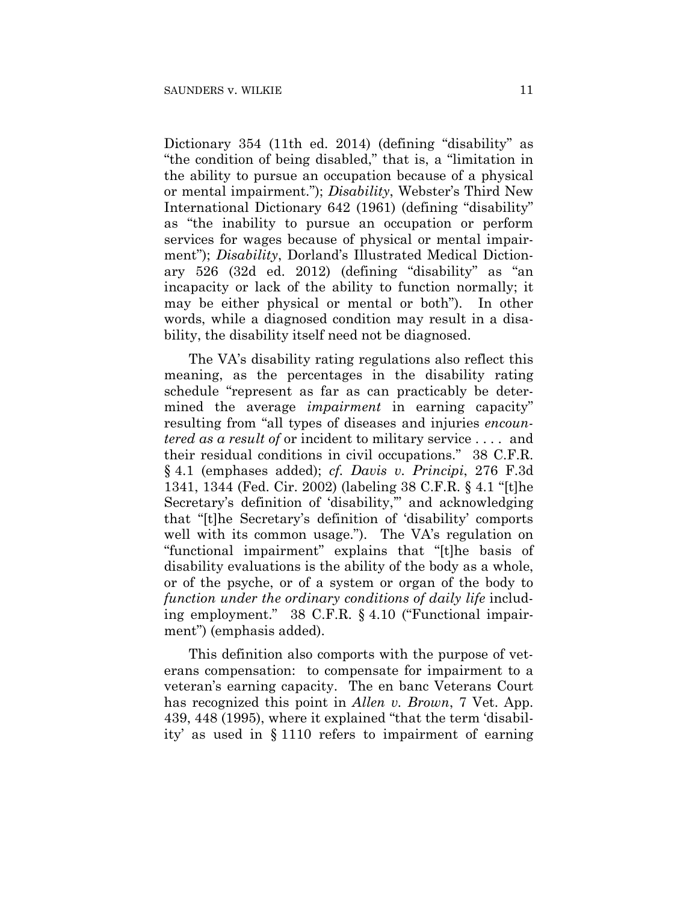Dictionary 354 (11th ed. 2014) (defining "disability" as "the condition of being disabled," that is, a "limitation in the ability to pursue an occupation because of a physical or mental impairment."); *Disability*, Webster's Third New International Dictionary 642 (1961) (defining "disability" as "the inability to pursue an occupation or perform services for wages because of physical or mental impairment"); *Disability*, Dorland's Illustrated Medical Dictionary 526 (32d ed. 2012) (defining "disability" as "an incapacity or lack of the ability to function normally; it may be either physical or mental or both"). In other words, while a diagnosed condition may result in a disability, the disability itself need not be diagnosed.

The VA's disability rating regulations also reflect this meaning, as the percentages in the disability rating schedule "represent as far as can practicably be determined the average *impairment* in earning capacity" resulting from "all types of diseases and injuries *encountered as a result of* or incident to military service . . . . and their residual conditions in civil occupations." 38 C.F.R. § 4.1 (emphases added); *cf. Davis v. Principi*, 276 F.3d 1341, 1344 (Fed. Cir. 2002) (labeling 38 C.F.R. § 4.1 "[t]he Secretary's definition of 'disability,'" and acknowledging that "[t]he Secretary's definition of 'disability' comports well with its common usage."). The VA's regulation on "functional impairment" explains that "[t]he basis of disability evaluations is the ability of the body as a whole, or of the psyche, or of a system or organ of the body to *function under the ordinary conditions of daily life* including employment." 38 C.F.R. § 4.10 ("Functional impairment") (emphasis added).

This definition also comports with the purpose of veterans compensation: to compensate for impairment to a veteran's earning capacity. The en banc Veterans Court has recognized this point in *Allen v. Brown*, 7 Vet. App. 439, 448 (1995), where it explained "that the term 'disability' as used in § 1110 refers to impairment of earning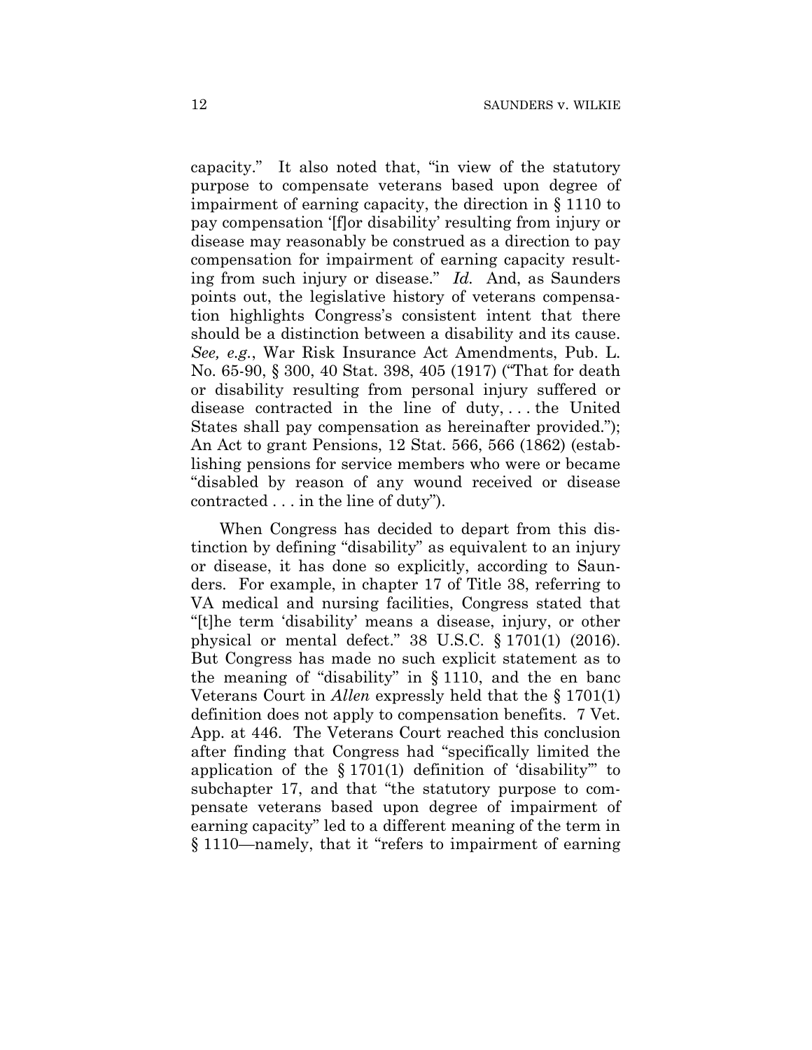capacity." It also noted that, "in view of the statutory purpose to compensate veterans based upon degree of impairment of earning capacity, the direction in § 1110 to pay compensation '[f]or disability' resulting from injury or disease may reasonably be construed as a direction to pay compensation for impairment of earning capacity resulting from such injury or disease." *Id.* And, as Saunders points out, the legislative history of veterans compensation highlights Congress's consistent intent that there should be a distinction between a disability and its cause. *See, e.g.*, War Risk Insurance Act Amendments, Pub. L. No. 65-90, § 300, 40 Stat. 398, 405 (1917) ("That for death or disability resulting from personal injury suffered or disease contracted in the line of duty, . . . the United States shall pay compensation as hereinafter provided."); An Act to grant Pensions, 12 Stat. 566, 566 (1862) (establishing pensions for service members who were or became "disabled by reason of any wound received or disease contracted . . . in the line of duty").

When Congress has decided to depart from this distinction by defining "disability" as equivalent to an injury or disease, it has done so explicitly, according to Saunders. For example, in chapter 17 of Title 38, referring to VA medical and nursing facilities, Congress stated that "[t]he term 'disability' means a disease, injury, or other physical or mental defect." 38 U.S.C. § 1701(1) (2016). But Congress has made no such explicit statement as to the meaning of "disability" in § 1110, and the en banc Veterans Court in *Allen* expressly held that the § 1701(1) definition does not apply to compensation benefits. 7 Vet. App. at 446. The Veterans Court reached this conclusion after finding that Congress had "specifically limited the application of the § 1701(1) definition of 'disability'" to subchapter 17, and that "the statutory purpose to compensate veterans based upon degree of impairment of earning capacity" led to a different meaning of the term in § 1110—namely, that it "refers to impairment of earning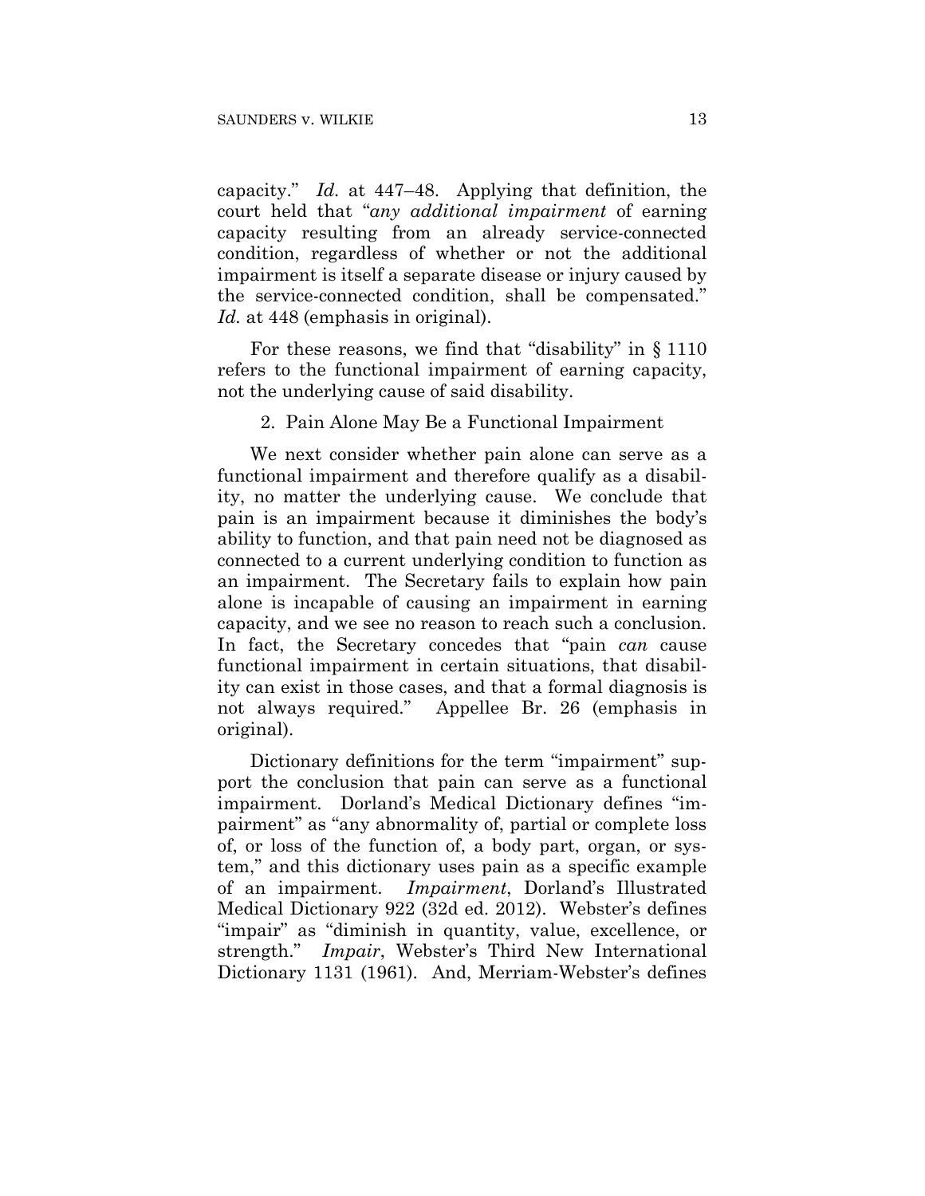capacity." *Id.* at 447–48. Applying that definition, the court held that "*any additional impairment* of earning capacity resulting from an already service-connected condition, regardless of whether or not the additional impairment is itself a separate disease or injury caused by the service-connected condition, shall be compensated." *Id.* at 448 (emphasis in original).

For these reasons, we find that "disability" in § 1110 refers to the functional impairment of earning capacity, not the underlying cause of said disability.

2. Pain Alone May Be a Functional Impairment

We next consider whether pain alone can serve as a functional impairment and therefore qualify as a disability, no matter the underlying cause. We conclude that pain is an impairment because it diminishes the body's ability to function, and that pain need not be diagnosed as connected to a current underlying condition to function as an impairment. The Secretary fails to explain how pain alone is incapable of causing an impairment in earning capacity, and we see no reason to reach such a conclusion. In fact, the Secretary concedes that "pain *can* cause functional impairment in certain situations, that disability can exist in those cases, and that a formal diagnosis is not always required." Appellee Br. 26 (emphasis in original).

Dictionary definitions for the term "impairment" support the conclusion that pain can serve as a functional impairment. Dorland's Medical Dictionary defines "impairment" as "any abnormality of, partial or complete loss of, or loss of the function of, a body part, organ, or system," and this dictionary uses pain as a specific example of an impairment. *Impairment*, Dorland's Illustrated Medical Dictionary 922 (32d ed. 2012). Webster's defines "impair" as "diminish in quantity, value, excellence, or strength." *Impair*, Webster's Third New International Dictionary 1131 (1961). And, Merriam-Webster's defines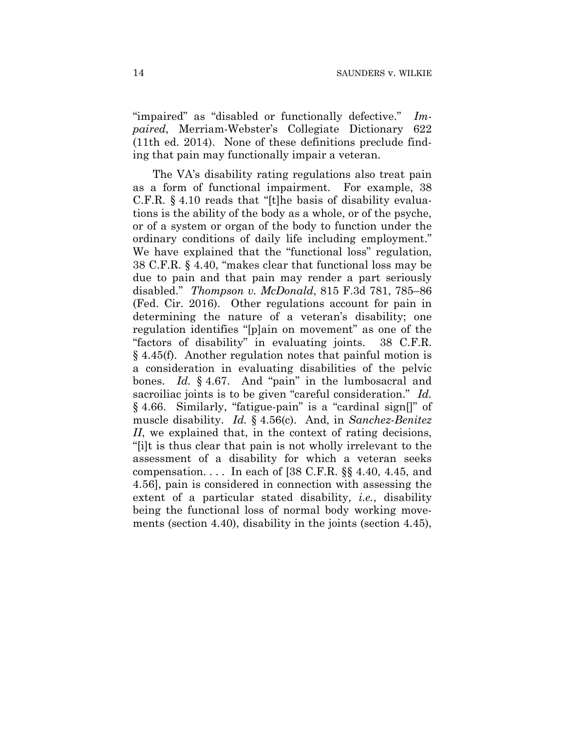"impaired" as "disabled or functionally defective." *Impaired*, Merriam-Webster's Collegiate Dictionary 622 (11th ed. 2014). None of these definitions preclude finding that pain may functionally impair a veteran.

The VA's disability rating regulations also treat pain as a form of functional impairment. For example, 38 C.F.R. § 4.10 reads that "[t]he basis of disability evaluations is the ability of the body as a whole, or of the psyche, or of a system or organ of the body to function under the ordinary conditions of daily life including employment." We have explained that the "functional loss" regulation, 38 C.F.R. § 4.40, "makes clear that functional loss may be due to pain and that pain may render a part seriously disabled." *Thompson v. McDonald*, 815 F.3d 781, 785–86 (Fed. Cir. 2016). Other regulations account for pain in determining the nature of a veteran's disability; one regulation identifies "[p]ain on movement" as one of the "factors of disability" in evaluating joints. 38 C.F.R. § 4.45(f). Another regulation notes that painful motion is a consideration in evaluating disabilities of the pelvic bones. *Id.* § 4.67. And "pain" in the lumbosacral and sacroiliac joints is to be given "careful consideration." *Id.* § 4.66. Similarly, "fatigue-pain" is a "cardinal sign[]" of muscle disability. *Id.* § 4.56(c). And, in *Sanchez-Benitez II*, we explained that, in the context of rating decisions, "[i]t is thus clear that pain is not wholly irrelevant to the assessment of a disability for which a veteran seeks compensation. . . . In each of [38 C.F.R. §§ 4.40, 4.45, and 4.56], pain is considered in connection with assessing the extent of a particular stated disability, *i.e.*, disability being the functional loss of normal body working movements (section 4.40), disability in the joints (section 4.45),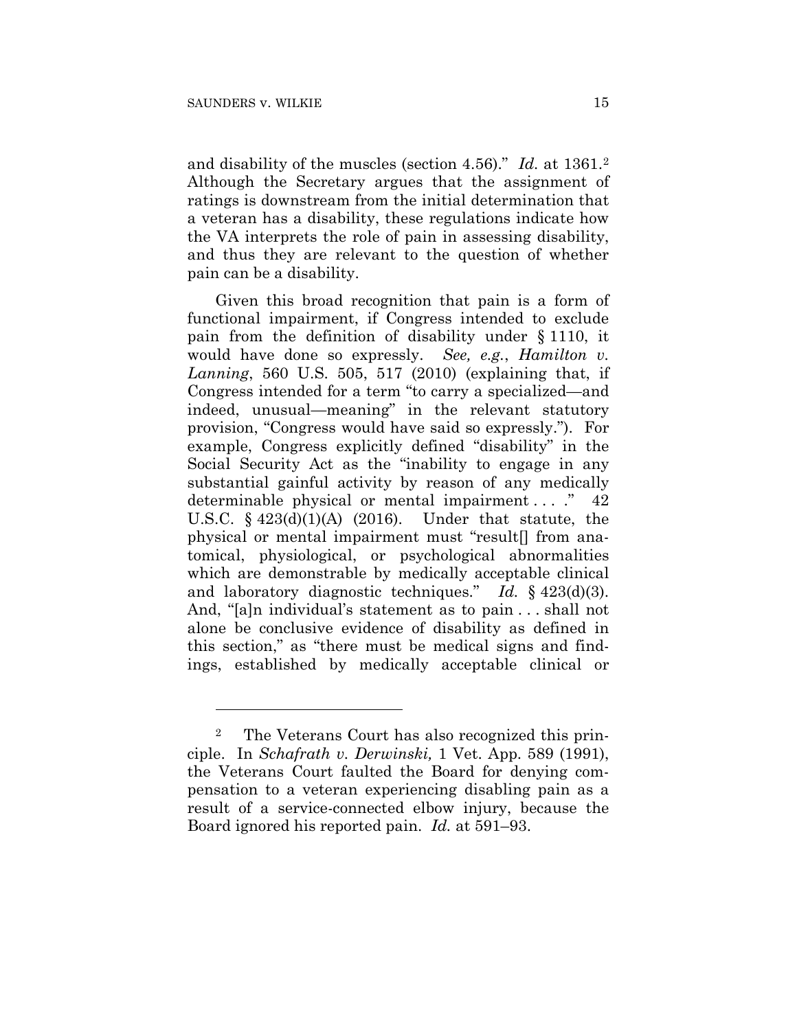and disability of the muscles (section 4.56)." *Id.* at 1361.[2] Although the Secretary argues that the assignment of ratings is downstream from the initial determination that a veteran has a disability, these regulations indicate how the VA interprets the role of pain in assessing disability, and thus they are relevant to the question of whether pain can be a disability.

Given this broad recognition that pain is a form of functional impairment, if Congress intended to exclude pain from the definition of disability under § 1110, it would have done so expressly. *See, e.g.*, *Hamilton v. Lanning*, 560 U.S. 505, 517 (2010) (explaining that, if Congress intended for a term "to carry a specialized—and indeed, unusual—meaning" in the relevant statutory provision, "Congress would have said so expressly."). For example, Congress explicitly defined "disability" in the Social Security Act as the "inability to engage in any substantial gainful activity by reason of any medically determinable physical or mental impairment . . . ." 42 U.S.C. § 423(d)(1)(A) (2016). Under that statute, the physical or mental impairment must "result[] from anatomical, physiological, or psychological abnormalities which are demonstrable by medically acceptable clinical and laboratory diagnostic techniques." *Id.* § 423(d)(3). And, "[a]n individual's statement as to pain . . . shall not alone be conclusive evidence of disability as defined in this section," as "there must be medical signs and findings, established by medically acceptable clinical or

---

[2] The Veterans Court has also recognized this principle. In *Schafrath v. Derwinski,* 1 Vet. App. 589 (1991), the Veterans Court faulted the Board for denying compensation to a veteran experiencing disabling pain as a result of a service-connected elbow injury, because the Board ignored his reported pain. *Id.* at 591–93.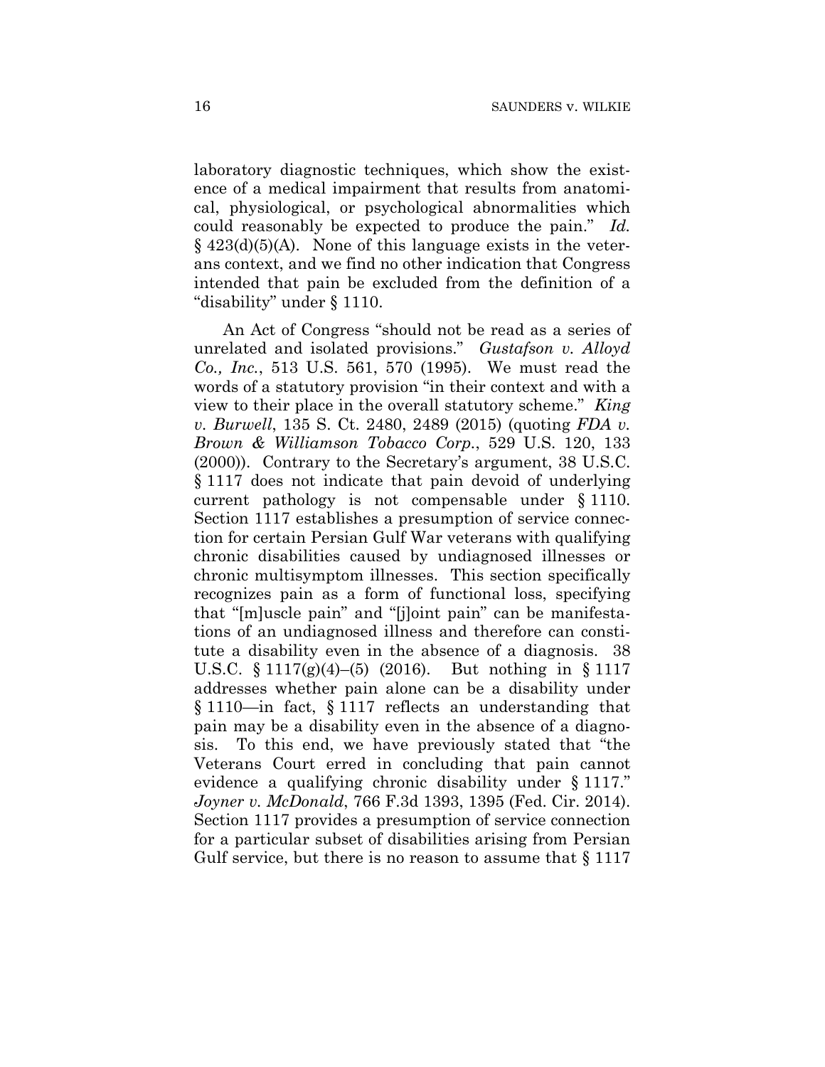laboratory diagnostic techniques, which show the existence of a medical impairment that results from anatomical, physiological, or psychological abnormalities which could reasonably be expected to produce the pain." *Id.* § 423(d)(5)(A). None of this language exists in the veterans context, and we find no other indication that Congress intended that pain be excluded from the definition of a "disability" under § 1110.

An Act of Congress "should not be read as a series of unrelated and isolated provisions." *Gustafson v. Alloyd Co., Inc.*, 513 U.S. 561, 570 (1995). We must read the words of a statutory provision "in their context and with a view to their place in the overall statutory scheme." *King v. Burwell*, 135 S. Ct. 2480, 2489 (2015) (quoting *FDA v. Brown & Williamson Tobacco Corp.*, 529 U.S. 120, 133 (2000)). Contrary to the Secretary's argument, 38 U.S.C. § 1117 does not indicate that pain devoid of underlying current pathology is not compensable under § 1110. Section 1117 establishes a presumption of service connection for certain Persian Gulf War veterans with qualifying chronic disabilities caused by undiagnosed illnesses or chronic multisymptom illnesses. This section specifically recognizes pain as a form of functional loss, specifying that "[m]uscle pain" and "[j]oint pain" can be manifestations of an undiagnosed illness and therefore can constitute a disability even in the absence of a diagnosis. 38 U.S.C. § 1117(g)(4)–(5) (2016). But nothing in § 1117 addresses whether pain alone can be a disability under § 1110—in fact, § 1117 reflects an understanding that pain may be a disability even in the absence of a diagnosis. To this end, we have previously stated that "the Veterans Court erred in concluding that pain cannot evidence a qualifying chronic disability under § 1117." *Joyner v. McDonald*, 766 F.3d 1393, 1395 (Fed. Cir. 2014). Section 1117 provides a presumption of service connection for a particular subset of disabilities arising from Persian Gulf service, but there is no reason to assume that § 1117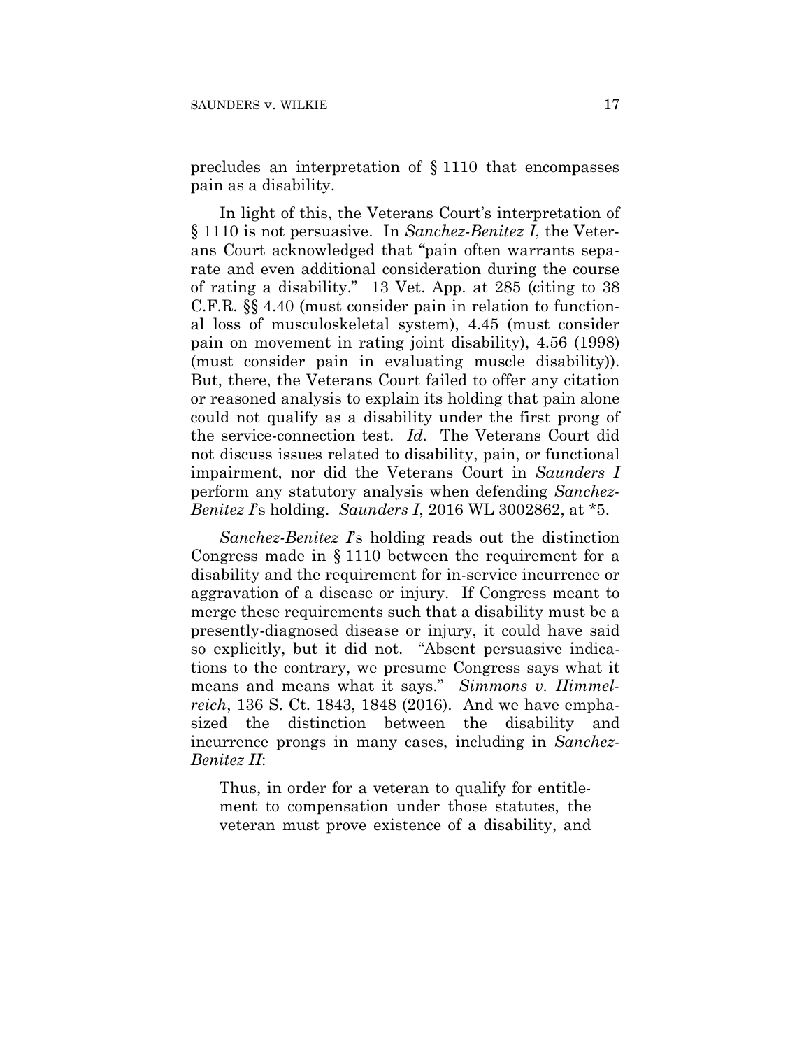precludes an interpretation of § 1110 that encompasses pain as a disability.

In light of this, the Veterans Court's interpretation of § 1110 is not persuasive. In *Sanchez-Benitez I*, the Veterans Court acknowledged that "pain often warrants separate and even additional consideration during the course of rating a disability." 13 Vet. App. at 285 (citing to 38 C.F.R. §§ 4.40 (must consider pain in relation to functional loss of musculoskeletal system), 4.45 (must consider pain on movement in rating joint disability), 4.56 (1998) (must consider pain in evaluating muscle disability)). But, there, the Veterans Court failed to offer any citation or reasoned analysis to explain its holding that pain alone could not qualify as a disability under the first prong of the service-connection test. *Id.* The Veterans Court did not discuss issues related to disability, pain, or functional impairment, nor did the Veterans Court in *Saunders I* perform any statutory analysis when defending *Sanchez-Benitez I*'s holding. *Saunders I*, 2016 WL 3002862, at *5.

*Sanchez-Benitez I*'s holding reads out the distinction Congress made in § 1110 between the requirement for a disability and the requirement for in-service incurrence or aggravation of a disease or injury. If Congress meant to merge these requirements such that a disability must be a presently-diagnosed disease or injury, it could have said so explicitly, but it did not. "Absent persuasive indications to the contrary, we presume Congress says what it means and means what it says." *Simmons v. Himmelreich*, 136 S. Ct. 1843, 1848 (2016). And we have emphasized the distinction between the disability and incurrence prongs in many cases, including in *Sanchez-Benitez II*:

> Thus, in order for a veteran to qualify for entitlement to compensation under those statutes, the veteran must prove existence of a disability, and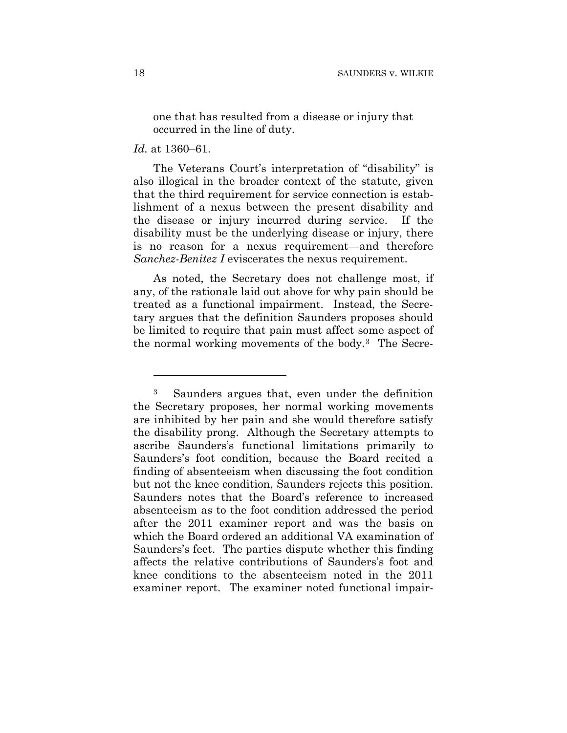one that has resulted from a disease or injury that occurred in the line of duty.

*Id.* at 1360–61.

The Veterans Court's interpretation of "disability" is also illogical in the broader context of the statute, given that the third requirement for service connection is establishment of a nexus between the present disability and the disease or injury incurred during service. If the disability must be the underlying disease or injury, there is no reason for a nexus requirement—and therefore *Sanchez-Benitez I* eviscerates the nexus requirement.

As noted, the Secretary does not challenge most, if any, of the rationale laid out above for why pain should be treated as a functional impairment. Instead, the Secretary argues that the definition Saunders proposes should be limited to require that pain must affect some aspect of the normal working movements of the body.[3] The Secre-

---

[3] Saunders argues that, even under the definition the Secretary proposes, her normal working movements are inhibited by her pain and she would therefore satisfy the disability prong. Although the Secretary attempts to ascribe Saunders's functional limitations primarily to Saunders's foot condition, because the Board recited a finding of absenteeism when discussing the foot condition but not the knee condition, Saunders rejects this position. Saunders notes that the Board's reference to increased absenteeism as to the foot condition addressed the period after the 2011 examiner report and was the basis on which the Board ordered an additional VA examination of Saunders's feet. The parties dispute whether this finding affects the relative contributions of Saunders's foot and knee conditions to the absenteeism noted in the 2011 examiner report. The examiner noted functional impair-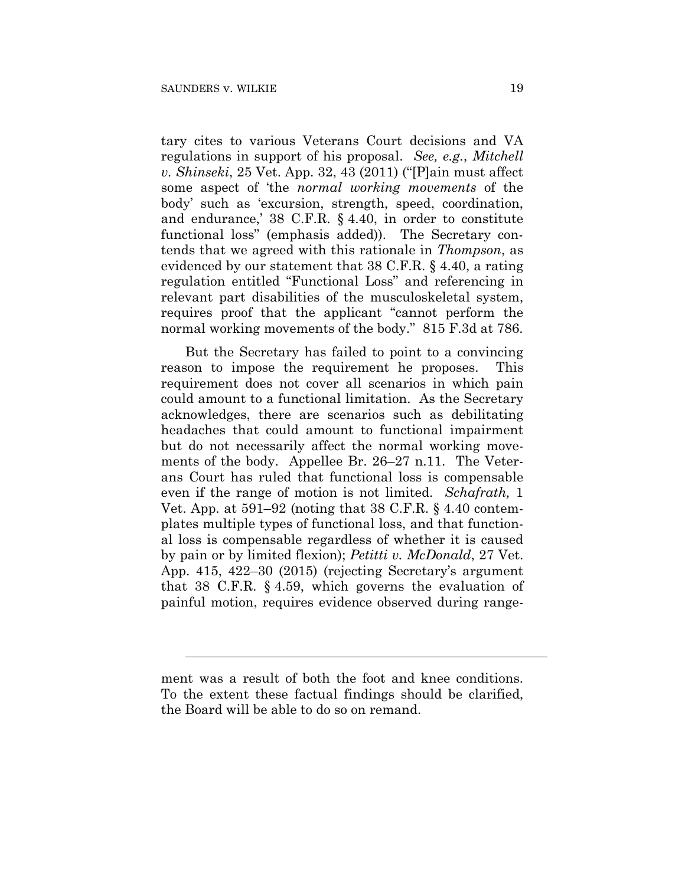tary cites to various Veterans Court decisions and VA regulations in support of his proposal. *See, e.g.*, *Mitchell v. Shinseki*, 25 Vet. App. 32, 43 (2011) ("[P]ain must affect some aspect of 'the *normal working movements* of the body' such as 'excursion, strength, speed, coordination, and endurance,' 38 C.F.R. § 4.40, in order to constitute functional loss" (emphasis added)). The Secretary contends that we agreed with this rationale in *Thompson*, as evidenced by our statement that 38 C.F.R. § 4.40, a rating regulation entitled "Functional Loss" and referencing in relevant part disabilities of the musculoskeletal system, requires proof that the applicant "cannot perform the normal working movements of the body." 815 F.3d at 786.

But the Secretary has failed to point to a convincing reason to impose the requirement he proposes. This requirement does not cover all scenarios in which pain could amount to a functional limitation. As the Secretary acknowledges, there are scenarios such as debilitating headaches that could amount to functional impairment but do not necessarily affect the normal working movements of the body. Appellee Br. 26–27 n.11. The Veterans Court has ruled that functional loss is compensable even if the range of motion is not limited. *Schafrath,* 1 Vet. App. at 591–92 (noting that 38 C.F.R. § 4.40 contemplates multiple types of functional loss, and that functional loss is compensable regardless of whether it is caused by pain or by limited flexion); *Petitti v. McDonald*, 27 Vet. App. 415, 422–30 (2015) (rejecting Secretary's argument that 38 C.F.R. § 4.59, which governs the evaluation of painful motion, requires evidence observed during range-

---

ment was a result of both the foot and knee conditions. To the extent these factual findings should be clarified, the Board will be able to do so on remand.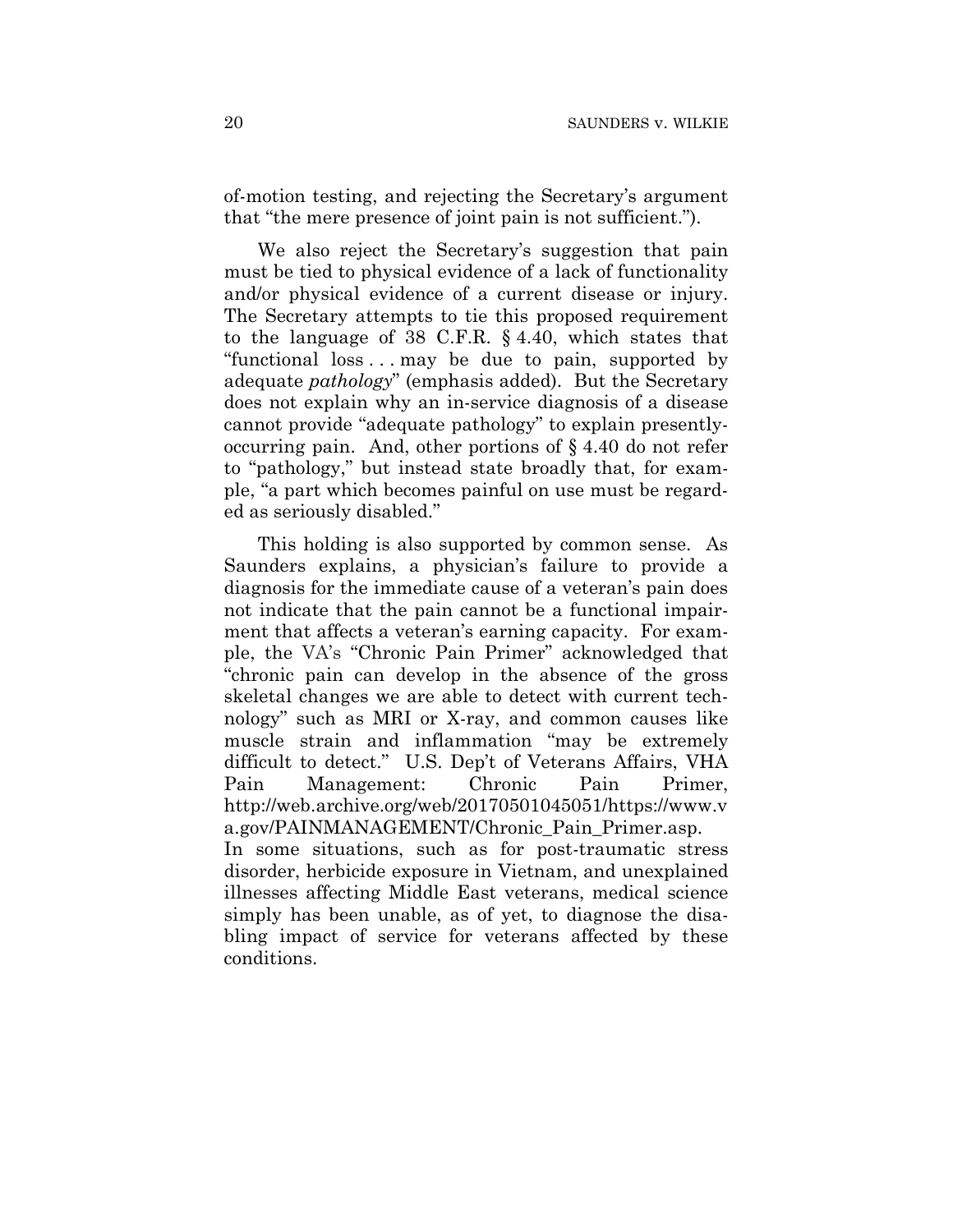of-motion testing, and rejecting the Secretary's argument that "the mere presence of joint pain is not sufficient.").

We also reject the Secretary's suggestion that pain must be tied to physical evidence of a lack of functionality and/or physical evidence of a current disease or injury. The Secretary attempts to tie this proposed requirement to the language of 38 C.F.R. § 4.40, which states that "functional loss . . . may be due to pain, supported by adequate *pathology*" (emphasis added). But the Secretary does not explain why an in-service diagnosis of a disease cannot provide "adequate pathology" to explain presently-occurring pain. And, other portions of § 4.40 do not refer to "pathology," but instead state broadly that, for example, "a part which becomes painful on use must be regarded as seriously disabled."

This holding is also supported by common sense. As Saunders explains, a physician's failure to provide a diagnosis for the immediate cause of a veteran's pain does not indicate that the pain cannot be a functional impairment that affects a veteran's earning capacity. For example, the VA's "Chronic Pain Primer" acknowledged that "chronic pain can develop in the absence of the gross skeletal changes we are able to detect with current technology" such as MRI or X-ray, and common causes like muscle strain and inflammation "may be extremely difficult to detect." U.S. Dep't of Veterans Affairs, VHA Pain Management: Chronic Pain Primer, http://web.archive.org/web/20170501045051/https://www.va.gov/PAINMANAGEMENT/Chronic_Pain_Primer.asp. In some situations, such as for post-traumatic stress disorder, herbicide exposure in Vietnam, and unexplained illnesses affecting Middle East veterans, medical science simply has been unable, as of yet, to diagnose the disabling impact of service for veterans affected by these conditions.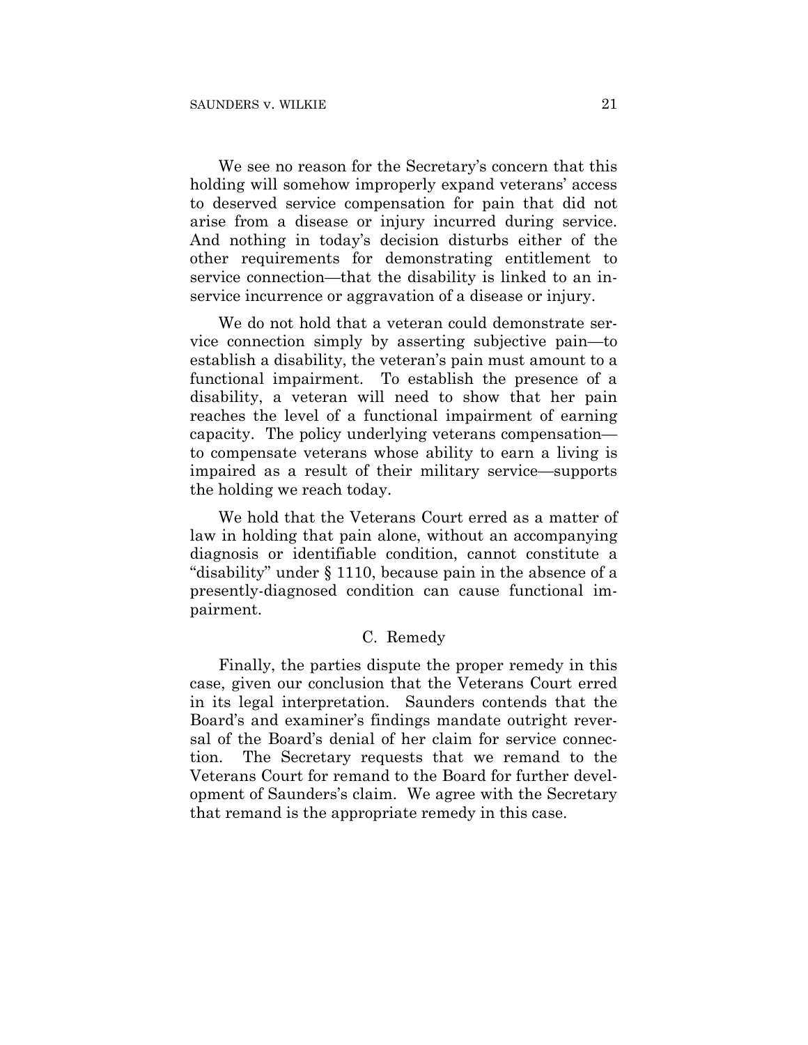We see no reason for the Secretary's concern that this holding will somehow improperly expand veterans' access to deserved service compensation for pain that did not arise from a disease or injury incurred during service. And nothing in today's decision disturbs either of the other requirements for demonstrating entitlement to service connection—that the disability is linked to an in-service incurrence or aggravation of a disease or injury.

We do not hold that a veteran could demonstrate service connection simply by asserting subjective pain—to establish a disability, the veteran's pain must amount to a functional impairment. To establish the presence of a disability, a veteran will need to show that her pain reaches the level of a functional impairment of earning capacity. The policy underlying veterans compensation—to compensate veterans whose ability to earn a living is impaired as a result of their military service—supports the holding we reach today.

We hold that the Veterans Court erred as a matter of law in holding that pain alone, without an accompanying diagnosis or identifiable condition, cannot constitute a "disability" under § 1110, because pain in the absence of a presently-diagnosed condition can cause functional impairment.

### C. Remedy

Finally, the parties dispute the proper remedy in this case, given our conclusion that the Veterans Court erred in its legal interpretation. Saunders contends that the Board's and examiner's findings mandate outright reversal of the Board's denial of her claim for service connection. The Secretary requests that we remand to the Veterans Court for remand to the Board for further development of Saunders's claim. We agree with the Secretary that remand is the appropriate remedy in this case.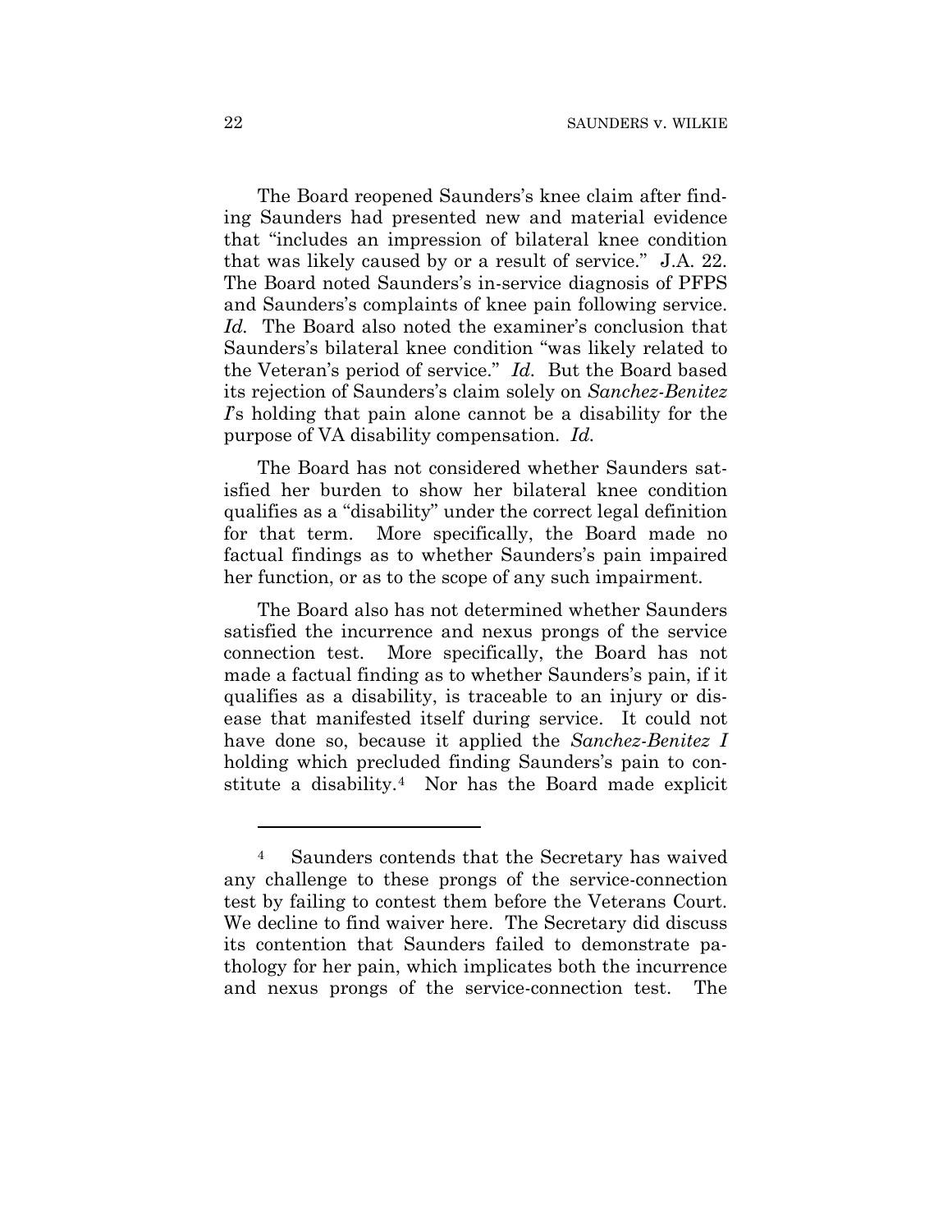The Board reopened Saunders's knee claim after finding Saunders had presented new and material evidence that "includes an impression of bilateral knee condition that was likely caused by or a result of service." J.A. 22. The Board noted Saunders's in-service diagnosis of PFPS and Saunders's complaints of knee pain following service. *Id.* The Board also noted the examiner's conclusion that Saunders's bilateral knee condition "was likely related to the Veteran's period of service." *Id.* But the Board based its rejection of Saunders's claim solely on *Sanchez-Benitez I*'s holding that pain alone cannot be a disability for the purpose of VA disability compensation. *Id.*

The Board has not considered whether Saunders satisfied her burden to show her bilateral knee condition qualifies as a "disability" under the correct legal definition for that term. More specifically, the Board made no factual findings as to whether Saunders's pain impaired her function, or as to the scope of any such impairment.

The Board also has not determined whether Saunders satisfied the incurrence and nexus prongs of the service connection test. More specifically, the Board has not made a factual finding as to whether Saunders's pain, if it qualifies as a disability, is traceable to an injury or disease that manifested itself during service. It could not have done so, because it applied the *Sanchez-Benitez I* holding which precluded finding Saunders's pain to constitute a disability.[4] Nor has the Board made explicit

[4] Saunders contends that the Secretary has waived any challenge to these prongs of the service-connection test by failing to contest them before the Veterans Court. We decline to find waiver here. The Secretary did discuss its contention that Saunders failed to demonstrate pathology for her pain, which implicates both the incurrence and nexus prongs of the service-connection test. The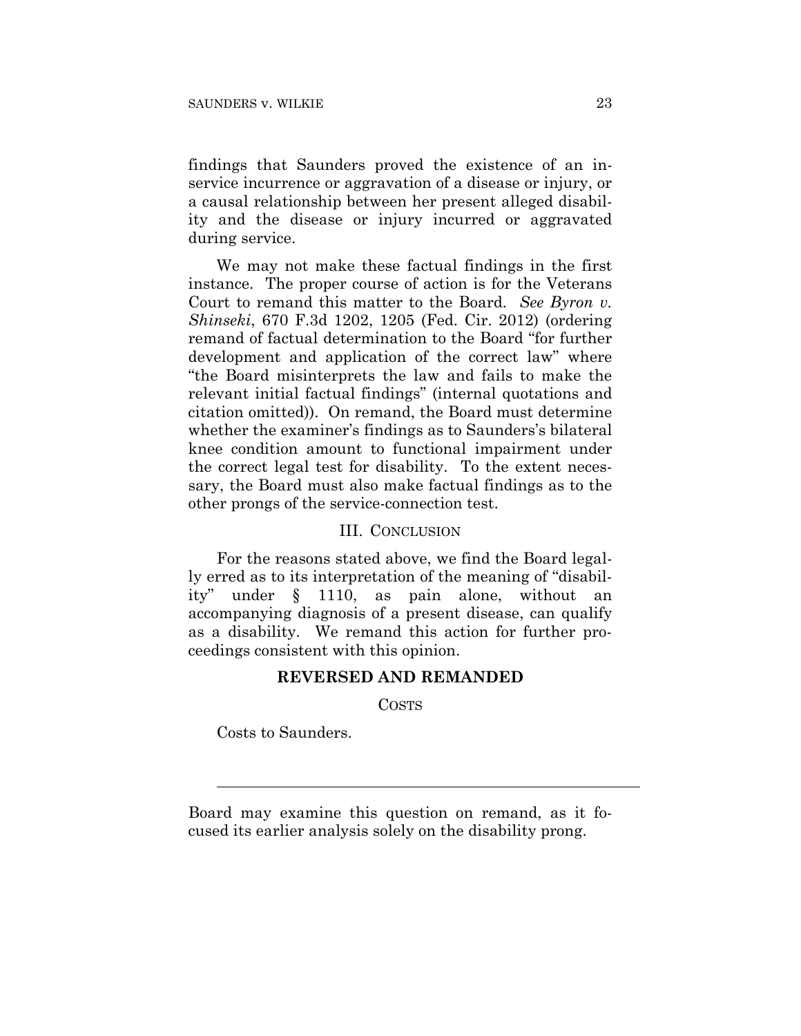findings that Saunders proved the existence of an in-service incurrence or aggravation of a disease or injury, or a causal relationship between her present alleged disability and the disease or injury incurred or aggravated during service.

We may not make these factual findings in the first instance. The proper course of action is for the Veterans Court to remand this matter to the Board. *See Byron v. Shinseki*, 670 F.3d 1202, 1205 (Fed. Cir. 2012) (ordering remand of factual determination to the Board "for further development and application of the correct law" where "the Board misinterprets the law and fails to make the relevant initial factual findings" (internal quotations and citation omitted)). On remand, the Board must determine whether the examiner's findings as to Saunders's bilateral knee condition amount to functional impairment under the correct legal test for disability. To the extent necessary, the Board must also make factual findings as to the other prongs of the service-connection test.

## III. CONCLUSION

For the reasons stated above, we find the Board legally erred as to its interpretation of the meaning of "disability" under § 1110, as pain alone, without an accompanying diagnosis of a present disease, can qualify as a disability. We remand this action for further proceedings consistent with this opinion.

**REVERSED AND REMANDED**

COSTS

Costs to Saunders.

---

Board may examine this question on remand, as it focused its earlier analysis solely on the disability prong.